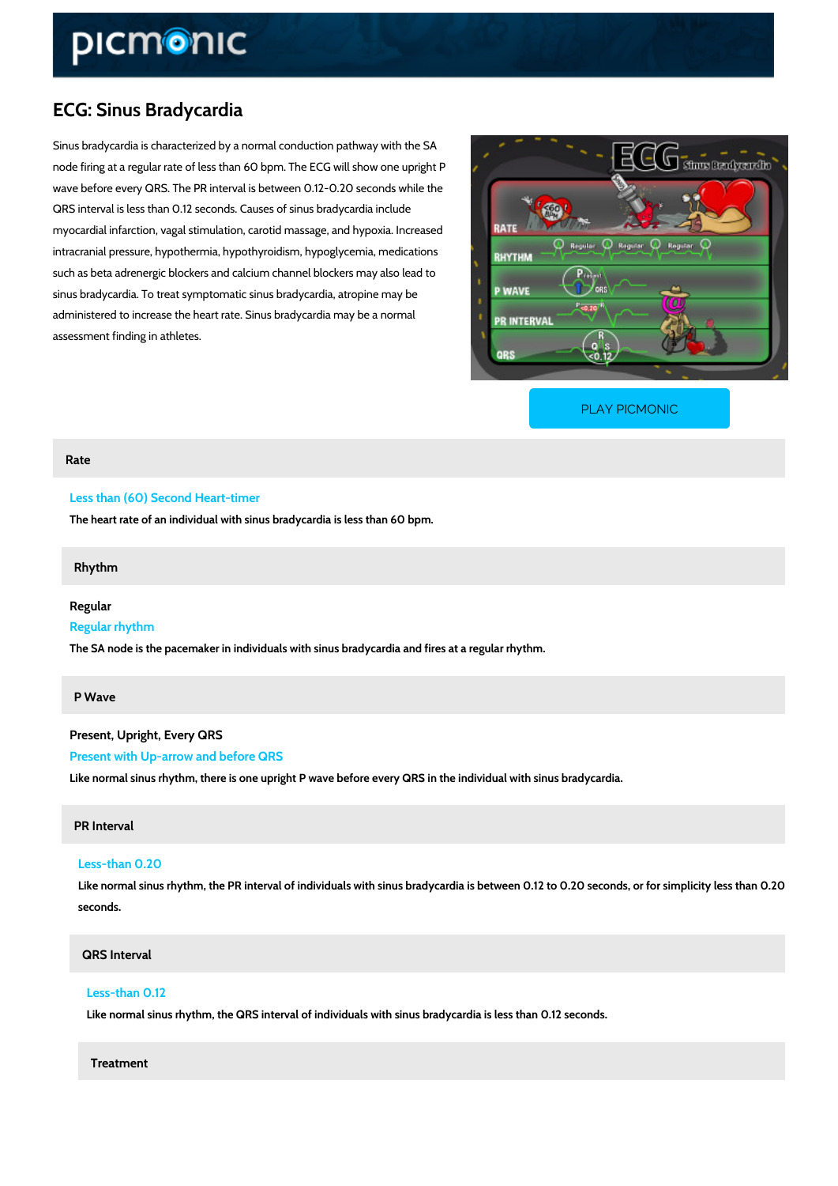# ECG: Sinus Bradycardia

Sinus bradycardia is characterized by a normal conduction pathway with the SA node firing at a regular rate of less than 60 bpm. The ECG will show one upright P wave before every QRS. The PR interval is between 0.12-0.20 seconds while the QRS interval is less than 0.12 seconds. Causes of sinus bradycardia include myocardial infarction, vagal stimulation, carotid massage, and hypoxia. Increased intracranial pressure, hypothermia, hypothyroidism, hypoglycemia, medications such as beta adrenergic blockers and calcium channel blockers may also lead to sinus bradycardia. To treat symptomatic sinus bradycardia, atropine may be administered to increase the heart rate. Sinus bradycardia may be a normal assessment finding in athletes.

PLAY PICMONIC

## Rate

**Less than (60) Second Heart-timer**

The heart rate of an individual with sinus bradycardia is less than 60 bpm.

## Rhythm

**Regular**

**Regular rhythm**

The SA node is the pacemaker in individuals with sinus bradycardia and fires at a regular rhythm.

## P Wave

**Present, Upright, Every QRS**

**Present with Up-arrow and before QRS**

Like normal sinus rhythm, there is one upright P wave before every QRS in the individual with sinus bradycardia.

## PR Interval

**Less-than 0.20**

Like normal sinus rhythm, the PR interval of individuals with sinus bradycardia is between 0.12 to 0.20 seconds, or for simplicity less than 0.20 seconds.

## QRS Interval

**Less-than 0.12**

Like normal sinus rhythm, the QRS interval of individuals with sinus bradycardia is less than 0.12 seconds.

## Treatment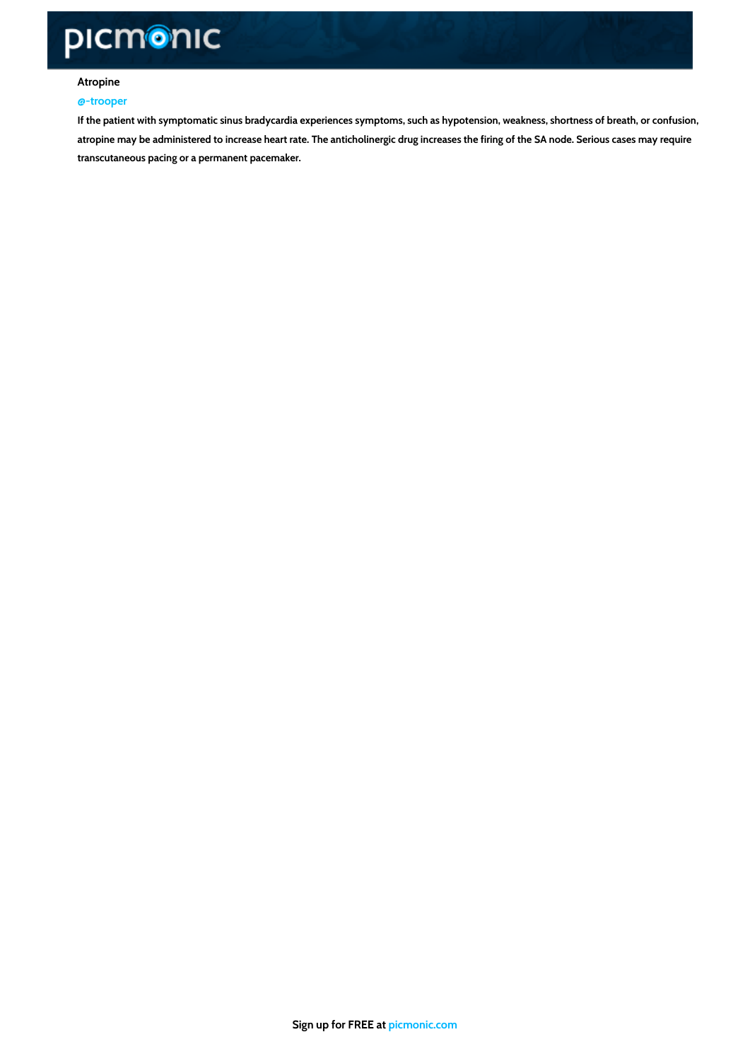Atropine

@-trooper

If the patient with symptomatic sinus bradycardia experiences symptoms, such as hypotension, weakness, shortness of breath, or confusion, atropine may be administered to increase heart rate. The anticholinergic drug increases the firing of the SA node. Serious cases may require transcutaneous pacing or a permanent pacemaker.